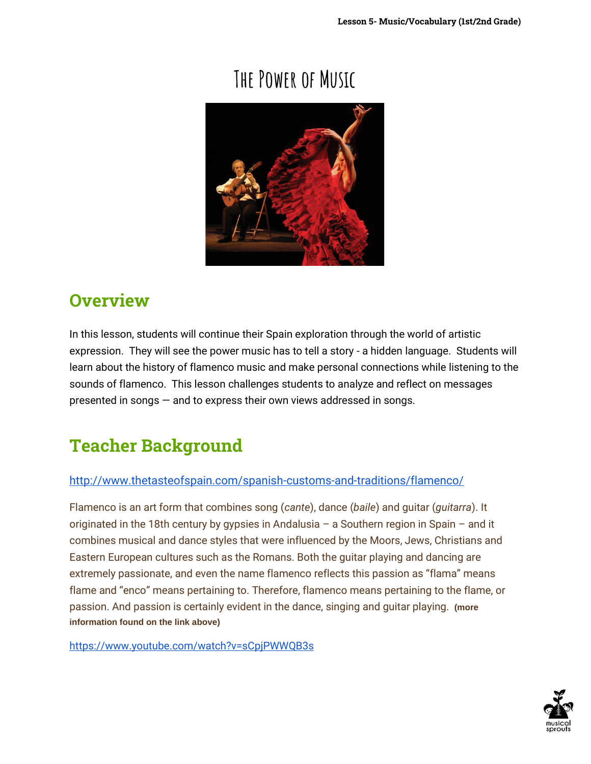# The Power of Music

## Overview

In this lesson, students will continue their Spain exploration through the world of artistic expression. They will see the power music has to tell a story - a hidden language. Students will learn about the history of flamenco music and make personal connections while listening to the sounds of flamenco. This lesson challenges students to analyze and reflect on messages presented in songs — and to express their own views addressed in songs.

## Teacher Background

http://www.thetasteofspain.com/spanish-customs-and-traditions/flamenco/

Flamenco is an art form that combines song (*cante*), dance (*baile*) and guitar (*guitarra*). It originated in the 18th century by gypsies in Andalusia – a Southern region in Spain – and it combines musical and dance styles that were influenced by the Moors, Jews, Christians and Eastern European cultures such as the Romans. Both the guitar playing and dancing are extremely passionate, and even the name flamenco reflects this passion as "flama" means flame and "enco" means pertaining to. Therefore, flamenco means pertaining to the flame, or passion. And passion is certainly evident in the dance, singing and guitar playing. **(more information found on the link above)**

https://www.youtube.com/watch?v=sCpjPWWQB3s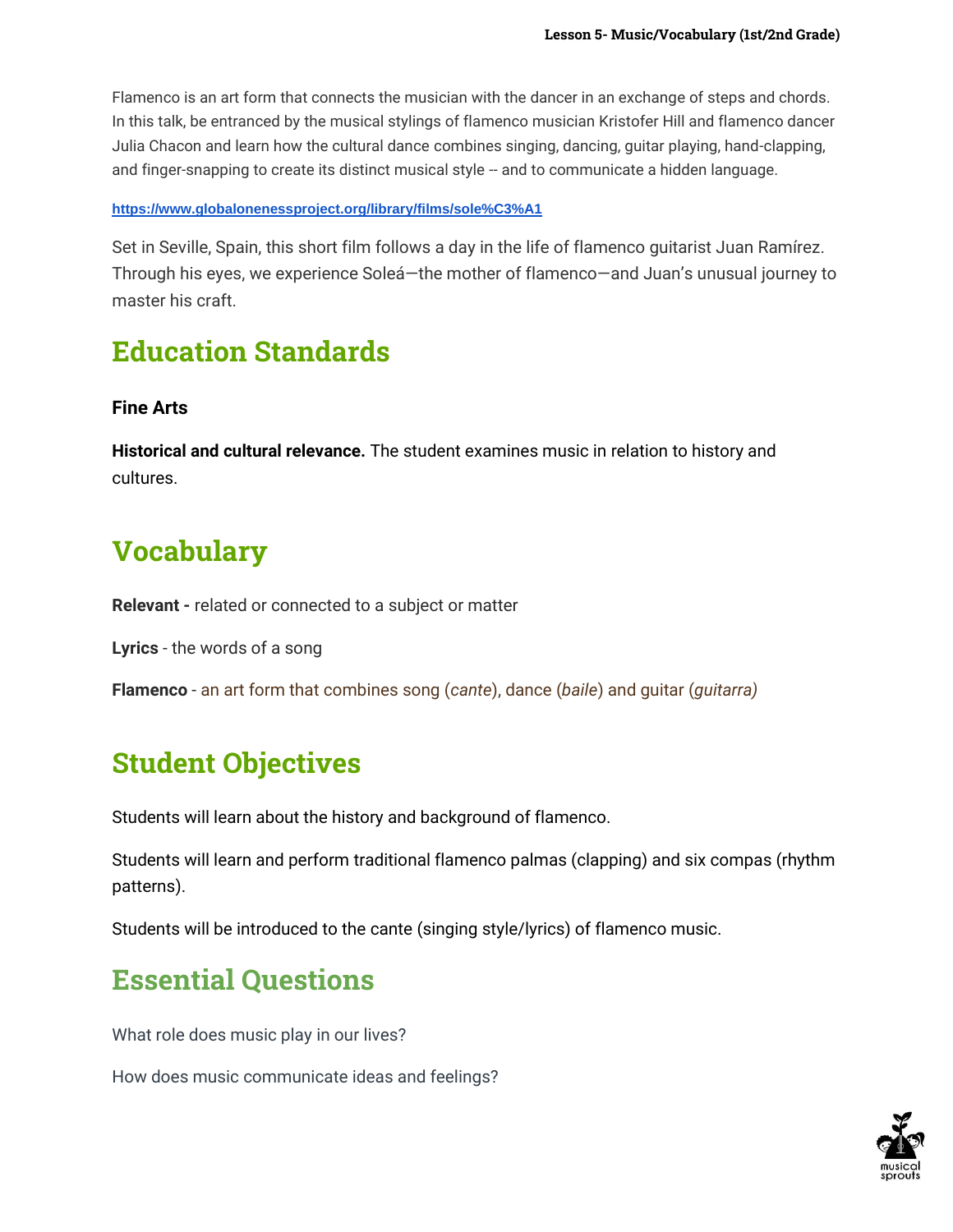Flamenco is an art form that connects the musician with the dancer in an exchange of steps and chords. In this talk, be entranced by the musical stylings of flamenco musician Kristofer Hill and flamenco dancer Julia Chacon and learn how the cultural dance combines singing, dancing, guitar playing, hand-clapping, and finger-snapping to create its distinct musical style -- and to communicate a hidden language.

https://www.globalonenessproject.org/library/films/sole%C3%A1

Set in Seville, Spain, this short film follows a day in the life of flamenco guitarist Juan Ramírez. Through his eyes, we experience Soleá—the mother of flamenco—and Juan's unusual journey to master his craft.

## Education Standards

**Fine Arts**

**Historical and cultural relevance.** The student examines music in relation to history and cultures.

## Vocabulary

**Relevant -** related or connected to a subject or matter

**Lyrics** - the words of a song

**Flamenco** - an art form that combines song (*cante*), dance (*baile*) and guitar (*guitarra)*

## Student Objectives

Students will learn about the history and background of flamenco.

Students will learn and perform traditional flamenco palmas (clapping) and six compas (rhythm patterns).

Students will be introduced to the cante (singing style/lyrics) of flamenco music.

## Essential Questions

What role does music play in our lives?

How does music communicate ideas and feelings?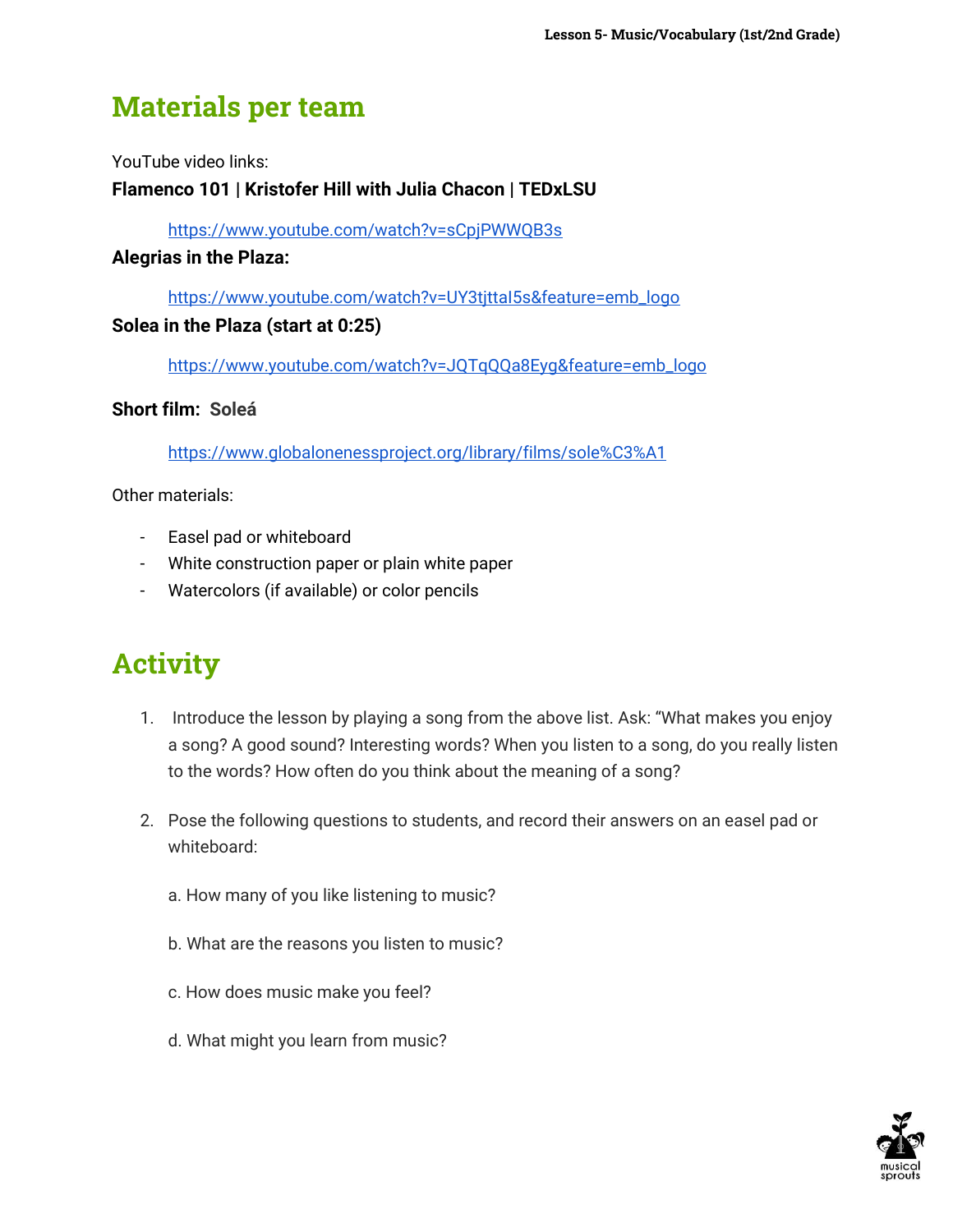## Materials per team

YouTube video links:

**Flamenco 101 | Kristofer Hill with Julia Chacon | TEDxLSU**

https://www.youtube.com/watch?v=sCpjPWWQB3s

**Alegrias in the Plaza:**

https://www.youtube.com/watch?v=UY3tjttaI5s&feature=emb_logo

**Solea in the Plaza (start at 0:25)**

https://www.youtube.com/watch?v=JQTqQQa8Eyg&feature=emb_logo

**Short film: Soleá**

https://www.globalonenessproject.org/library/films/sole%C3%A1

Other materials:

- Easel pad or whiteboard
- White construction paper or plain white paper
- Watercolors (if available) or color pencils

## Activity

1. Introduce the lesson by playing a song from the above list. Ask: "What makes you enjoy a song? A good sound? Interesting words? When you listen to a song, do you really listen to the words? How often do you think about the meaning of a song?

2. Pose the following questions to students, and record their answers on an easel pad or whiteboard:

   a. How many of you like listening to music?

   b. What are the reasons you listen to music?

   c. How does music make you feel?

   d. What might you learn from music?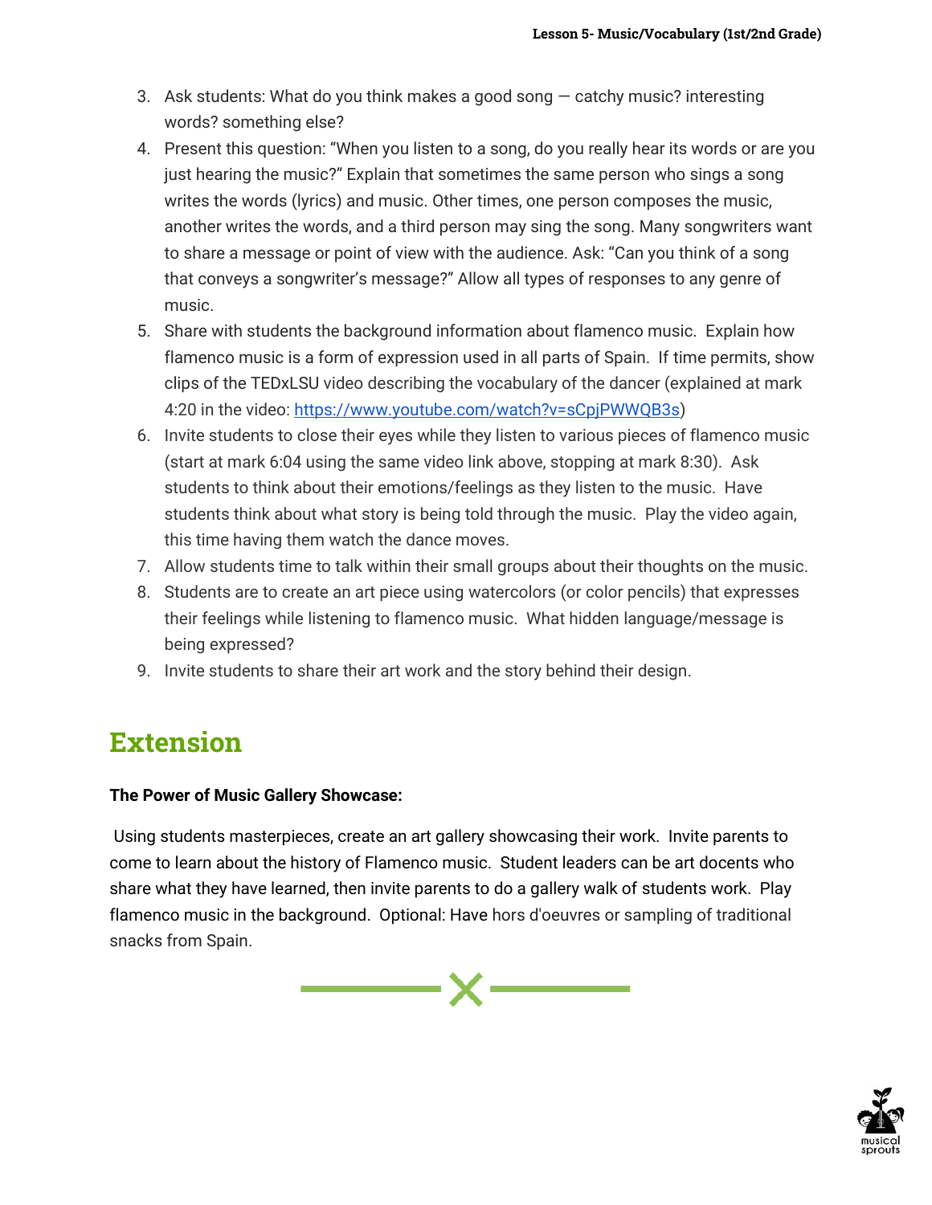3. Ask students: What do you think makes a good song — catchy music? interesting words? something else?
4. Present this question: "When you listen to a song, do you really hear its words or are you just hearing the music?" Explain that sometimes the same person who sings a song writes the words (lyrics) and music. Other times, one person composes the music, another writes the words, and a third person may sing the song. Many songwriters want to share a message or point of view with the audience. Ask: "Can you think of a song that conveys a songwriter's message?" Allow all types of responses to any genre of music.
5. Share with students the background information about flamenco music. Explain how flamenco music is a form of expression used in all parts of Spain. If time permits, show clips of the TEDxLSU video describing the vocabulary of the dancer (explained at mark 4:20 in the video: [https://www.youtube.com/watch?v=sCpjPWWQB3s](https://www.youtube.com/watch?v=sCpjPWWQB3s))
6. Invite students to close their eyes while they listen to various pieces of flamenco music (start at mark 6:04 using the same video link above, stopping at mark 8:30). Ask students to think about their emotions/feelings as they listen to the music. Have students think about what story is being told through the music. Play the video again, this time having them watch the dance moves.
7. Allow students time to talk within their small groups about their thoughts on the music.
8. Students are to create an art piece using watercolors (or color pencils) that expresses their feelings while listening to flamenco music. What hidden language/message is being expressed?
9. Invite students to share their art work and the story behind their design.

## Extension

**The Power of Music Gallery Showcase:**

Using students masterpieces, create an art gallery showcasing their work. Invite parents to come to learn about the history of Flamenco music. Student leaders can be art docents who share what they have learned, then invite parents to do a gallery walk of students work. Play flamenco music in the background. Optional: Have hors d'oeuvres or sampling of traditional snacks from Spain.